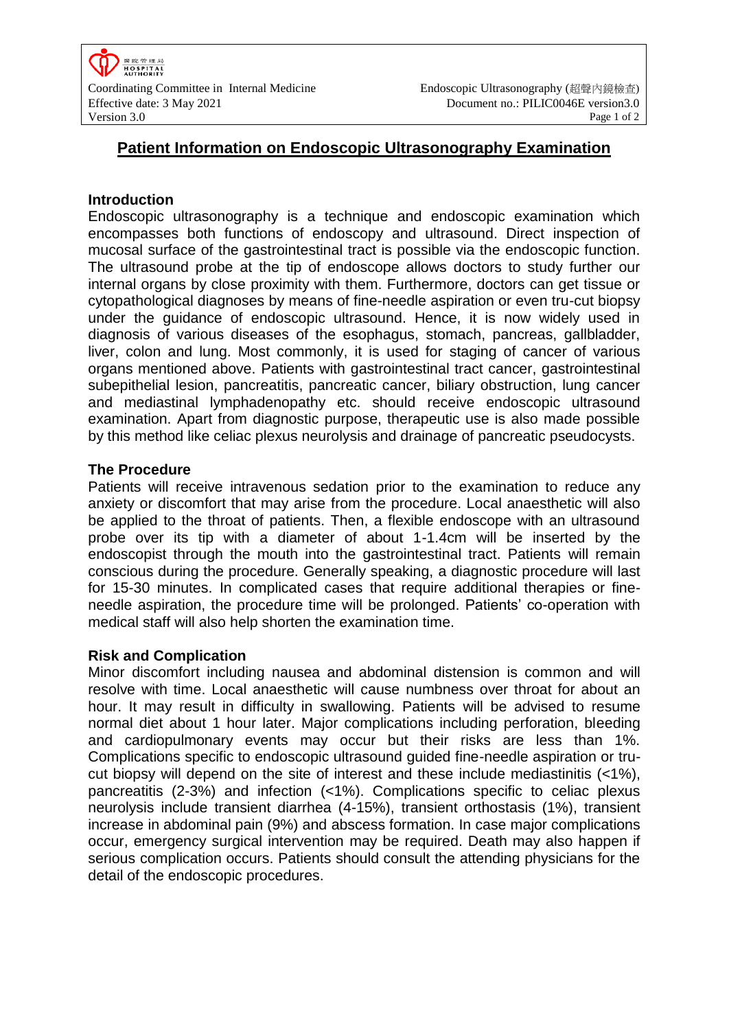# Patient Information on Endoscopic Ultrasonography Examination

## Introduction

Endoscopic ultrasonography is a technique and endoscopic examination which encompasses both functions of endoscopy and ultrasound. Direct inspection of mucosal surface of the gastrointestinal tract is possible via the endoscopic function. The ultrasound probe at the tip of endoscope allows doctors to study further our internal organs by close proximity with them. Furthermore, doctors can get tissue or cytopathological diagnoses by means of fine-needle aspiration or even tru-cut biopsy under the guidance of endoscopic ultrasound. Hence, it is now widely used in diagnosis of various diseases of the esophagus, stomach, pancreas, gallbladder, liver, colon and lung. Most commonly, it is used for staging of cancer of various organs mentioned above. Patients with gastrointestinal tract cancer, gastrointestinal subepithelial lesion, pancreatitis, pancreatic cancer, biliary obstruction, lung cancer and mediastinal lymphadenopathy etc. should receive endoscopic ultrasound examination. Apart from diagnostic purpose, therapeutic use is also made possible by this method like celiac plexus neurolysis and drainage of pancreatic pseudocysts.

## The Procedure

Patients will receive intravenous sedation prior to the examination to reduce any anxiety or discomfort that may arise from the procedure. Local anaesthetic will also be applied to the throat of patients. Then, a flexible endoscope with an ultrasound probe over its tip with a diameter of about 1-1.4cm will be inserted by the endoscopist through the mouth into the gastrointestinal tract. Patients will remain conscious during the procedure. Generally speaking, a diagnostic procedure will last for 15-30 minutes. In complicated cases that require additional therapies or fine-needle aspiration, the procedure time will be prolonged. Patients' co-operation with medical staff will also help shorten the examination time.

## Risk and Complication

Minor discomfort including nausea and abdominal distension is common and will resolve with time. Local anaesthetic will cause numbness over throat for about an hour. It may result in difficulty in swallowing. Patients will be advised to resume normal diet about 1 hour later. Major complications including perforation, bleeding and cardiopulmonary events may occur but their risks are less than 1%. Complications specific to endoscopic ultrasound guided fine-needle aspiration or tru-cut biopsy will depend on the site of interest and these include mediastinitis (<1%), pancreatitis (2-3%) and infection (<1%). Complications specific to celiac plexus neurolysis include transient diarrhea (4-15%), transient orthostasis (1%), transient increase in abdominal pain (9%) and abscess formation. In case major complications occur, emergency surgical intervention may be required. Death may also happen if serious complication occurs. Patients should consult the attending physicians for the detail of the endoscopic procedures.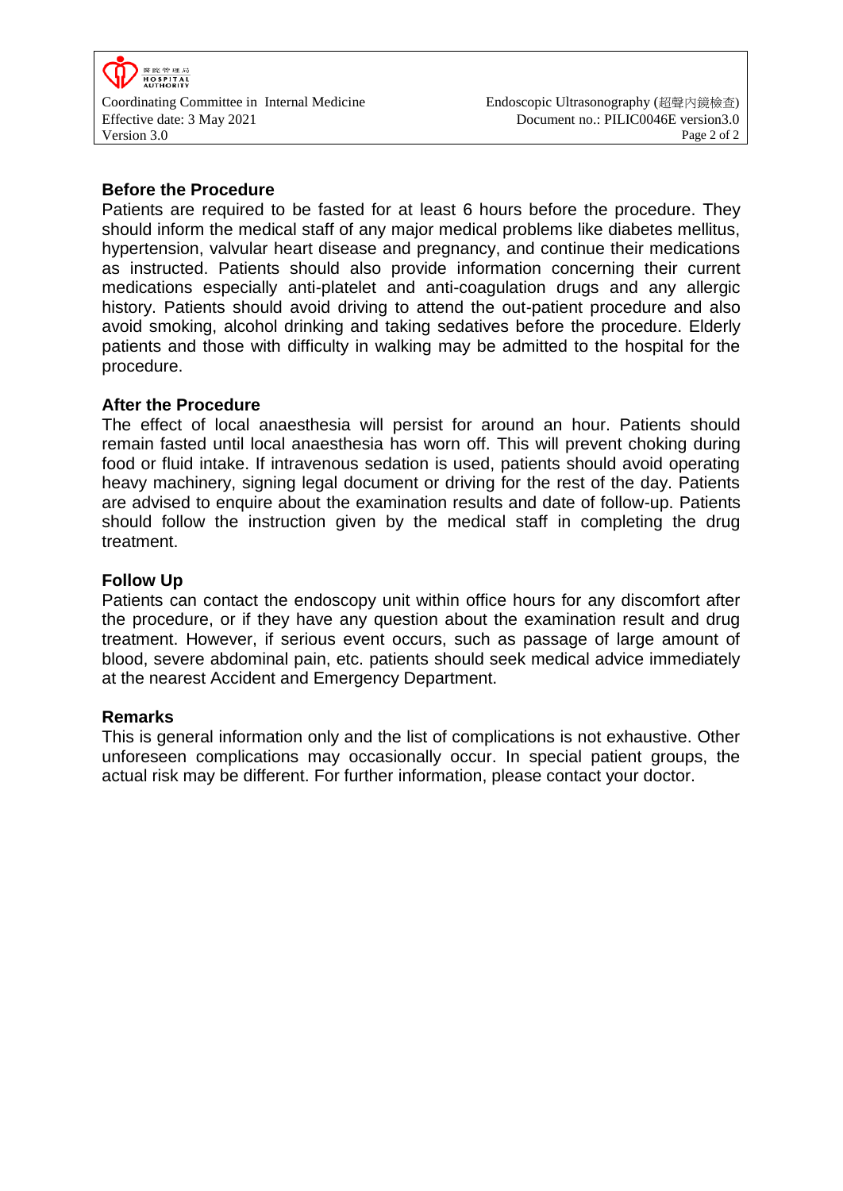## Before the Procedure

Patients are required to be fasted for at least 6 hours before the procedure. They should inform the medical staff of any major medical problems like diabetes mellitus, hypertension, valvular heart disease and pregnancy, and continue their medications as instructed. Patients should also provide information concerning their current medications especially anti-platelet and anti-coagulation drugs and any allergic history. Patients should avoid driving to attend the out-patient procedure and also avoid smoking, alcohol drinking and taking sedatives before the procedure. Elderly patients and those with difficulty in walking may be admitted to the hospital for the procedure.

## After the Procedure

The effect of local anaesthesia will persist for around an hour. Patients should remain fasted until local anaesthesia has worn off. This will prevent choking during food or fluid intake. If intravenous sedation is used, patients should avoid operating heavy machinery, signing legal document or driving for the rest of the day. Patients are advised to enquire about the examination results and date of follow-up. Patients should follow the instruction given by the medical staff in completing the drug treatment.

## Follow Up

Patients can contact the endoscopy unit within office hours for any discomfort after the procedure, or if they have any question about the examination result and drug treatment. However, if serious event occurs, such as passage of large amount of blood, severe abdominal pain, etc. patients should seek medical advice immediately at the nearest Accident and Emergency Department.

## Remarks

This is general information only and the list of complications is not exhaustive. Other unforeseen complications may occasionally occur. In special patient groups, the actual risk may be different. For further information, please contact your doctor.